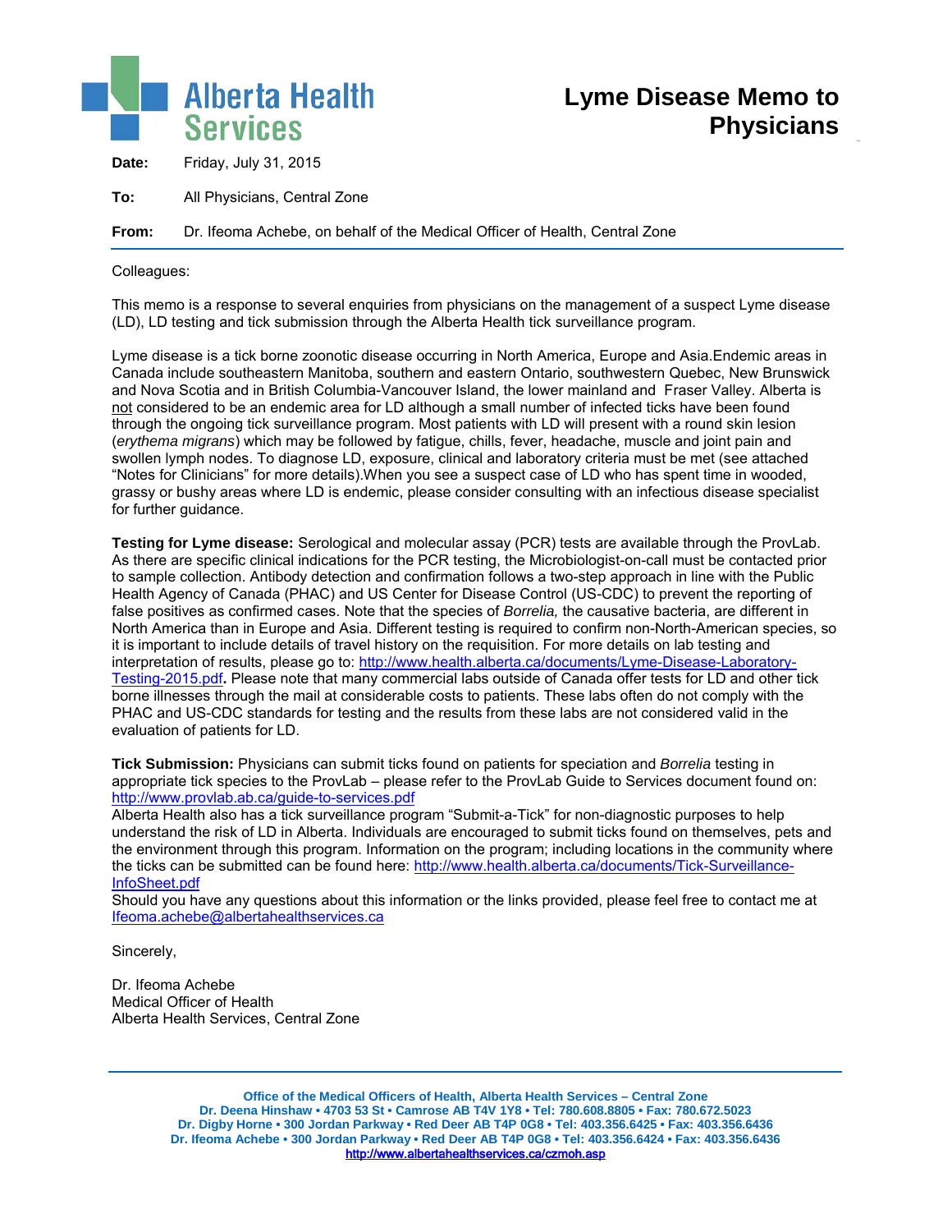Alberta Health Services

# Lyme Disease Memo to Physicians

**Date:** Friday, July 31, 2015

**To:** All Physicians, Central Zone

**From:** Dr. Ifeoma Achebe, on behalf of the Medical Officer of Health, Central Zone

Colleagues:

This memo is a response to several enquiries from physicians on the management of a suspect Lyme disease (LD), LD testing and tick submission through the Alberta Health tick surveillance program.

Lyme disease is a tick borne zoonotic disease occurring in North America, Europe and Asia.Endemic areas in Canada include southeastern Manitoba, southern and eastern Ontario, southwestern Quebec, New Brunswick and Nova Scotia and in British Columbia-Vancouver Island, the lower mainland and Fraser Valley. Alberta is not considered to be an endemic area for LD although a small number of infected ticks have been found through the ongoing tick surveillance program. Most patients with LD will present with a round skin lesion (*erythema migrans*) which may be followed by fatigue, chills, fever, headache, muscle and joint pain and swollen lymph nodes. To diagnose LD, exposure, clinical and laboratory criteria must be met (see attached "Notes for Clinicians" for more details).When you see a suspect case of LD who has spent time in wooded, grassy or bushy areas where LD is endemic, please consider consulting with an infectious disease specialist for further guidance.

**Testing for Lyme disease:** Serological and molecular assay (PCR) tests are available through the ProvLab. As there are specific clinical indications for the PCR testing, the Microbiologist-on-call must be contacted prior to sample collection. Antibody detection and confirmation follows a two-step approach in line with the Public Health Agency of Canada (PHAC) and US Center for Disease Control (US-CDC) to prevent the reporting of false positives as confirmed cases. Note that the species of *Borrelia,* the causative bacteria, are different in North America than in Europe and Asia. Different testing is required to confirm non-North-American species, so it is important to include details of travel history on the requisition. For more details on lab testing and interpretation of results, please go to: http://www.health.alberta.ca/documents/Lyme-Disease-Laboratory-Testing-2015.pdf**.** Please note that many commercial labs outside of Canada offer tests for LD and other tick borne illnesses through the mail at considerable costs to patients. These labs often do not comply with the PHAC and US-CDC standards for testing and the results from these labs are not considered valid in the evaluation of patients for LD.

**Tick Submission:** Physicians can submit ticks found on patients for speciation and *Borrelia* testing in appropriate tick species to the ProvLab – please refer to the ProvLab Guide to Services document found on: http://www.provlab.ab.ca/guide-to-services.pdf
Alberta Health also has a tick surveillance program "Submit-a-Tick" for non-diagnostic purposes to help understand the risk of LD in Alberta. Individuals are encouraged to submit ticks found on themselves, pets and the environment through this program. Information on the program; including locations in the community where the ticks can be submitted can be found here: http://www.health.alberta.ca/documents/Tick-Surveillance-InfoSheet.pdf
Should you have any questions about this information or the links provided, please feel free to contact me at Ifeoma.achebe@albertahealthservices.ca

Sincerely,

Dr. Ifeoma Achebe
Medical Officer of Health
Alberta Health Services, Central Zone

**Office of the Medical Officers of Health, Alberta Health Services – Central Zone**
**Dr. Deena Hinshaw • 4703 53 St • Camrose AB T4V 1Y8 • Tel: 780.608.8805 • Fax: 780.672.5023**
**Dr. Digby Horne • 300 Jordan Parkway • Red Deer AB T4P 0G8 • Tel: 403.356.6425 • Fax: 403.356.6436**
**Dr. Ifeoma Achebe • 300 Jordan Parkway • Red Deer AB T4P 0G8 • Tel: 403.356.6424 • Fax: 403.356.6436**
**http://www.albertahealthservices.ca/czmoh.asp**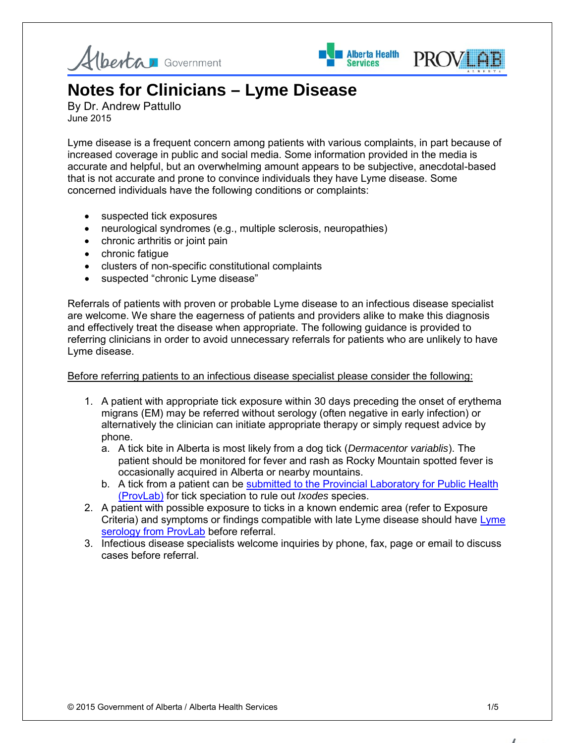# Notes for Clinicians – Lyme Disease

By Dr. Andrew Pattullo
June 2015

Lyme disease is a frequent concern among patients with various complaints, in part because of increased coverage in public and social media. Some information provided in the media is accurate and helpful, but an overwhelming amount appears to be subjective, anecdotal-based that is not accurate and prone to convince individuals they have Lyme disease. Some concerned individuals have the following conditions or complaints:

- suspected tick exposures
- neurological syndromes (e.g., multiple sclerosis, neuropathies)
- chronic arthritis or joint pain
- chronic fatigue
- clusters of non-specific constitutional complaints
- suspected "chronic Lyme disease"

Referrals of patients with proven or probable Lyme disease to an infectious disease specialist are welcome. We share the eagerness of patients and providers alike to make this diagnosis and effectively treat the disease when appropriate. The following guidance is provided to referring clinicians in order to avoid unnecessary referrals for patients who are unlikely to have Lyme disease.

<u>Before referring patients to an infectious disease specialist please consider the following:</u>

1. A patient with appropriate tick exposure within 30 days preceding the onset of erythema migrans (EM) may be referred without serology (often negative in early infection) or alternatively the clinician can initiate appropriate therapy or simply request advice by phone.
   a. A tick bite in Alberta is most likely from a dog tick (*Dermacentor variablis*). The patient should be monitored for fever and rash as Rocky Mountain spotted fever is occasionally acquired in Alberta or nearby mountains.
   b. A tick from a patient can be submitted to the Provincial Laboratory for Public Health (ProvLab) for tick speciation to rule out *Ixodes* species.
2. A patient with possible exposure to ticks in a known endemic area (refer to Exposure Criteria) and symptoms or findings compatible with late Lyme disease should have Lyme serology from ProvLab before referral.
3. Infectious disease specialists welcome inquiries by phone, fax, page or email to discuss cases before referral.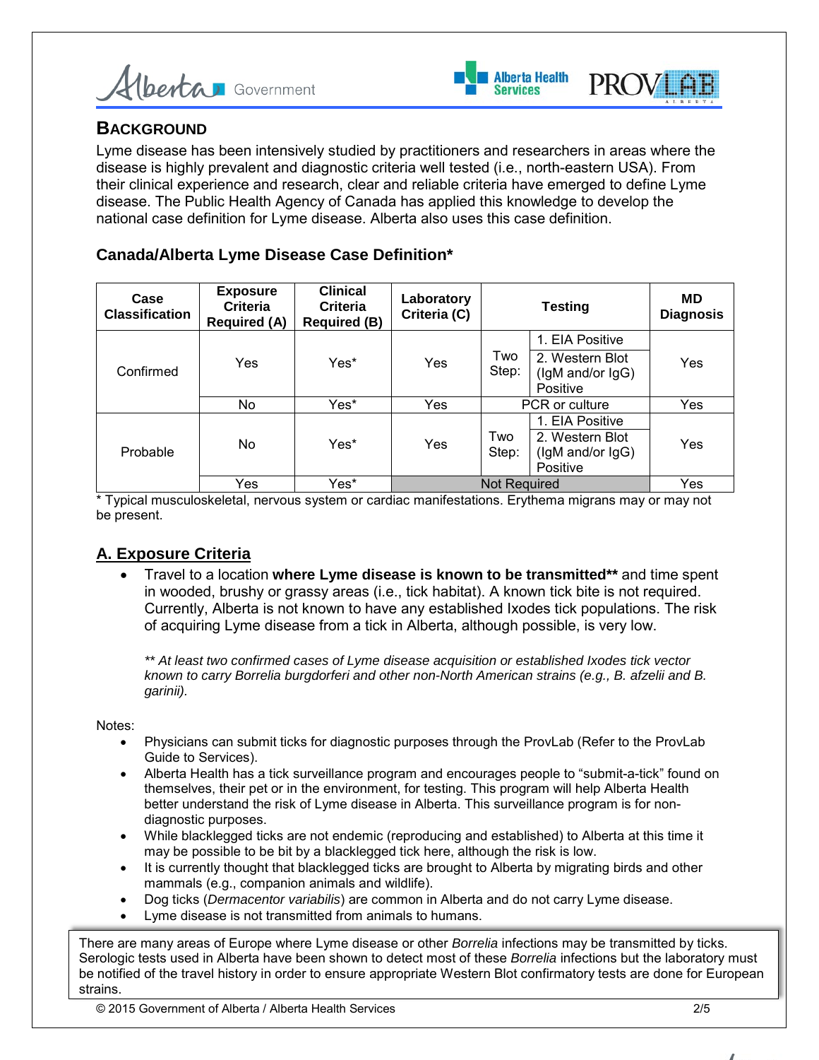## BACKGROUND

Lyme disease has been intensively studied by practitioners and researchers in areas where the disease is highly prevalent and diagnostic criteria well tested (i.e., north-eastern USA). From their clinical experience and research, clear and reliable criteria have emerged to define Lyme disease. The Public Health Agency of Canada has applied this knowledge to develop the national case definition for Lyme disease. Alberta also uses this case definition.

### Canada/Alberta Lyme Disease Case Definition*

| Case Classification | Exposure Criteria Required (A) | Clinical Criteria Required (B) | Laboratory Criteria (C) | Testing | | MD Diagnosis |
|---|---|---|---|---|---|---|
| Confirmed | Yes | Yes* | Yes | Two Step: | 1. EIA Positive<br>2. Western Blot (IgM and/or IgG) Positive | Yes |
| | No | Yes* | Yes | PCR or culture | | Yes |
| Probable | No | Yes* | Yes | Two Step: | 1. EIA Positive<br>2. Western Blot (IgM and/or IgG) Positive | Yes |
| | Yes | Yes* | Not Required | | | Yes |

* Typical musculoskeletal, nervous system or cardiac manifestations. Erythema migrans may or may not be present.

## A. Exposure Criteria

- Travel to a location **where Lyme disease is known to be transmitted**** and time spent in wooded, brushy or grassy areas (i.e., tick habitat). A known tick bite is not required. Currently, Alberta is not known to have any established Ixodes tick populations. The risk of acquiring Lyme disease from a tick in Alberta, although possible, is very low.

  *** At least two confirmed cases of Lyme disease acquisition or established Ixodes tick vector known to carry Borrelia burgdorferi and other non-North American strains (e.g., B. afzelii and B. garinii).*

Notes:

- Physicians can submit ticks for diagnostic purposes through the ProvLab (Refer to the ProvLab Guide to Services).
- Alberta Health has a tick surveillance program and encourages people to "submit-a-tick" found on themselves, their pet or in the environment, for testing. This program will help Alberta Health better understand the risk of Lyme disease in Alberta. This surveillance program is for non-diagnostic purposes.
- While blacklegged ticks are not endemic (reproducing and established) to Alberta at this time it may be possible to be bit by a blacklegged tick here, although the risk is low.
- It is currently thought that blacklegged ticks are brought to Alberta by migrating birds and other mammals (e.g., companion animals and wildlife).
- Dog ticks (*Dermacentor variabilis*) are common in Alberta and do not carry Lyme disease.
- Lyme disease is not transmitted from animals to humans.

There are many areas of Europe where Lyme disease or other *Borrelia* infections may be transmitted by ticks. Serologic tests used in Alberta have been shown to detect most of these *Borrelia* infections but the laboratory must be notified of the travel history in order to ensure appropriate Western Blot confirmatory tests are done for European strains.

© 2015 Government of Alberta / Alberta Health Services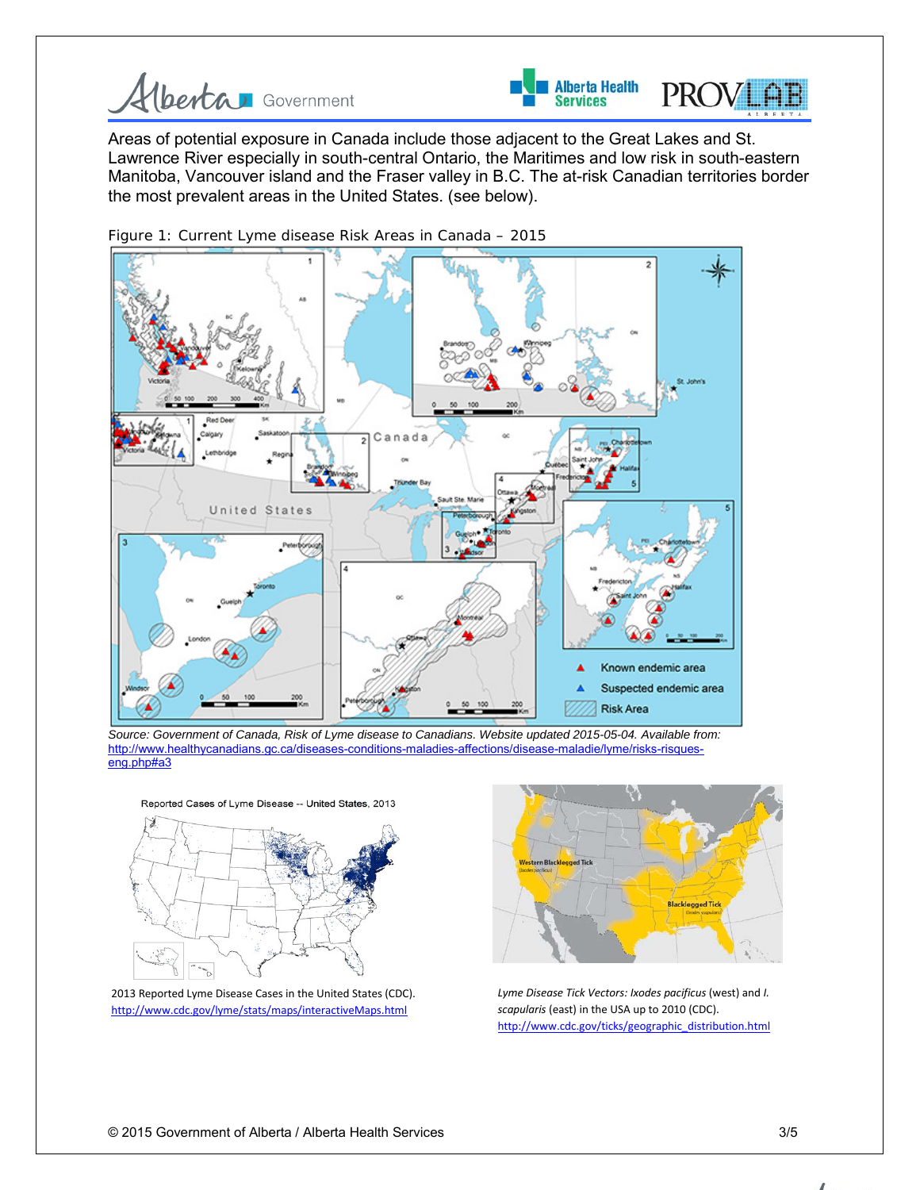Areas of potential exposure in Canada include those adjacent to the Great Lakes and St. Lawrence River especially in south-central Ontario, the Maritimes and low risk in south-eastern Manitoba, Vancouver island and the Fraser valley in B.C. The at-risk Canadian territories border the most prevalent areas in the United States. (see below).

Figure 1: Current Lyme disease Risk Areas in Canada – 2015

*Source: Government of Canada, Risk of Lyme disease to Canadians. Website updated 2015-05-04. Available from:* http://www.healthycanadians.gc.ca/diseases-conditions-maladies-affections/disease-maladie/lyme/risks-risques-eng.php#a3

Reported Cases of Lyme Disease -- United States, 2013

2013 Reported Lyme Disease Cases in the United States (CDC). http://www.cdc.gov/lyme/stats/maps/interactiveMaps.html

*Lyme Disease Tick Vectors: Ixodes pacificus (west) and I. scapularis (east) in the USA up to 2010 (CDC).* http://www.cdc.gov/ticks/geographic_distribution.html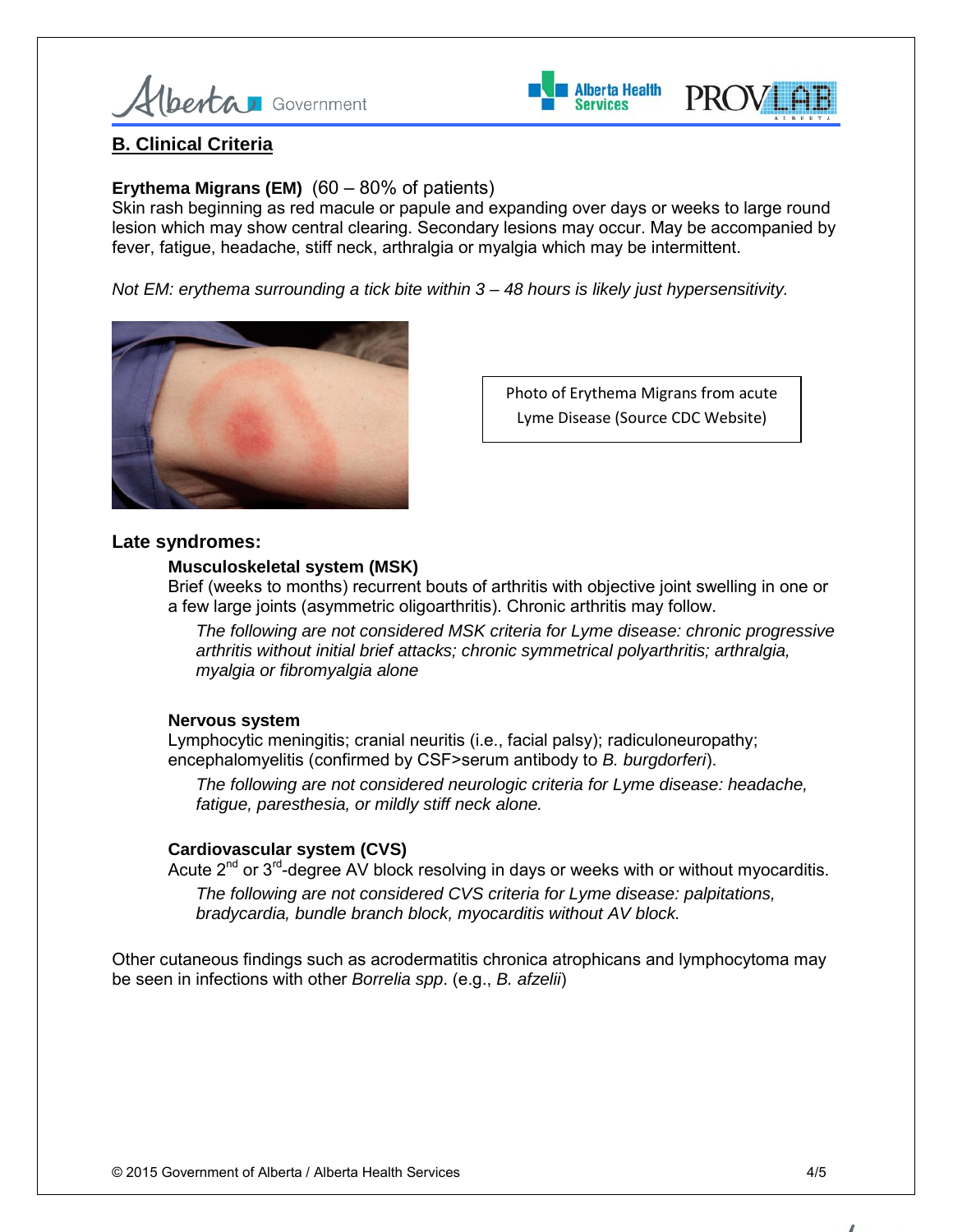## B. Clinical Criteria

**Erythema Migrans (EM)** (60 – 80% of patients)
Skin rash beginning as red macule or papule and expanding over days or weeks to large round lesion which may show central clearing. Secondary lesions may occur. May be accompanied by fever, fatigue, headache, stiff neck, arthralgia or myalgia which may be intermittent.

*Not EM: erythema surrounding a tick bite within 3 – 48 hours is likely just hypersensitivity.*

Photo of Erythema Migrans from acute Lyme Disease (Source CDC Website)

### Late syndromes:

**Musculoskeletal system (MSK)**
Brief (weeks to months) recurrent bouts of arthritis with objective joint swelling in one or a few large joints (asymmetric oligoarthritis). Chronic arthritis may follow.

*The following are not considered MSK criteria for Lyme disease: chronic progressive arthritis without initial brief attacks; chronic symmetrical polyarthritis; arthralgia, myalgia or fibromyalgia alone*

**Nervous system**
Lymphocytic meningitis; cranial neuritis (i.e., facial palsy); radiculoneuropathy; encephalomyelitis (confirmed by CSF>serum antibody to *B. burgdorferi*).

*The following are not considered neurologic criteria for Lyme disease: headache, fatigue, paresthesia, or mildly stiff neck alone.*

**Cardiovascular system (CVS)**
Acute 2nd or 3rd-degree AV block resolving in days or weeks with or without myocarditis.

*The following are not considered CVS criteria for Lyme disease: palpitations, bradycardia, bundle branch block, myocarditis without AV block.*

Other cutaneous findings such as acrodermatitis chronica atrophicans and lymphocytoma may be seen in infections with other *Borrelia spp*. (e.g., *B. afzelii*)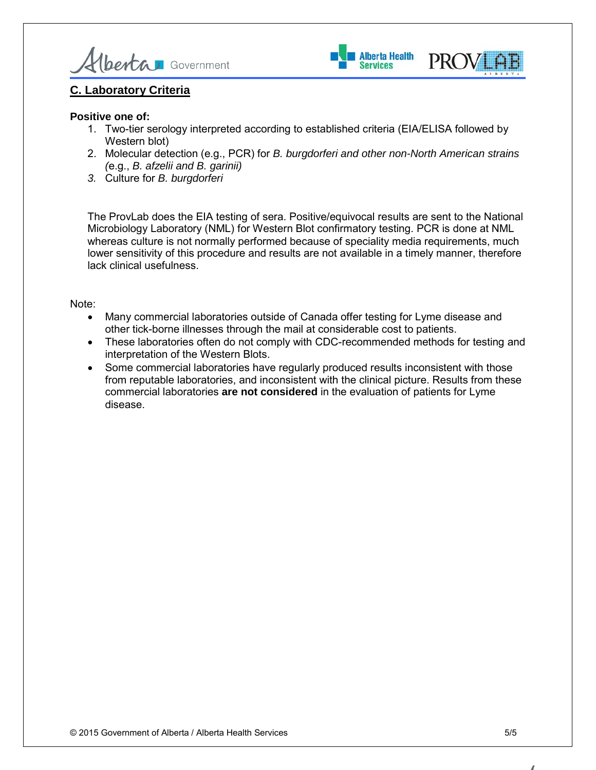## C. Laboratory Criteria

**Positive one of:**

1. Two-tier serology interpreted according to established criteria (EIA/ELISA followed by Western blot)
2. Molecular detection (e.g., PCR) for *B. burgdorferi and other non-North American strains (*e.g., *B. afzelii and B. garinii)*
3. Culture for *B. burgdorferi*

The ProvLab does the EIA testing of sera. Positive/equivocal results are sent to the National Microbiology Laboratory (NML) for Western Blot confirmatory testing. PCR is done at NML whereas culture is not normally performed because of speciality media requirements, much lower sensitivity of this procedure and results are not available in a timely manner, therefore lack clinical usefulness.

Note:

- Many commercial laboratories outside of Canada offer testing for Lyme disease and other tick-borne illnesses through the mail at considerable cost to patients.
- These laboratories often do not comply with CDC-recommended methods for testing and interpretation of the Western Blots.
- Some commercial laboratories have regularly produced results inconsistent with those from reputable laboratories, and inconsistent with the clinical picture. Results from these commercial laboratories **are not considered** in the evaluation of patients for Lyme disease.

© 2015 Government of Alberta / Alberta Health Services